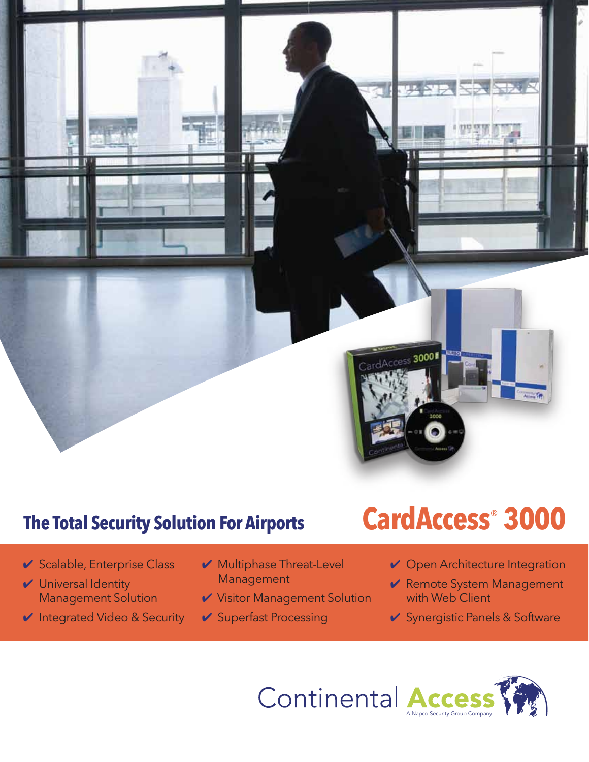# CardAccess® 3000

## The Total Security Solution For Airports

- ✔ Scalable, Enterprise Class
- ✔ Universal Identity Management Solution
- ✔ Integrated Video & Security
- ✔ Multiphase Threat-Level Management
- ✔ Visitor Management Solution
- ✔ Superfast Processing
- ✔ Open Architecture Integration
- ✔ Remote System Management with Web Client
- ✔ Synergistic Panels & Software

Continental Access

A Napco Security Group Company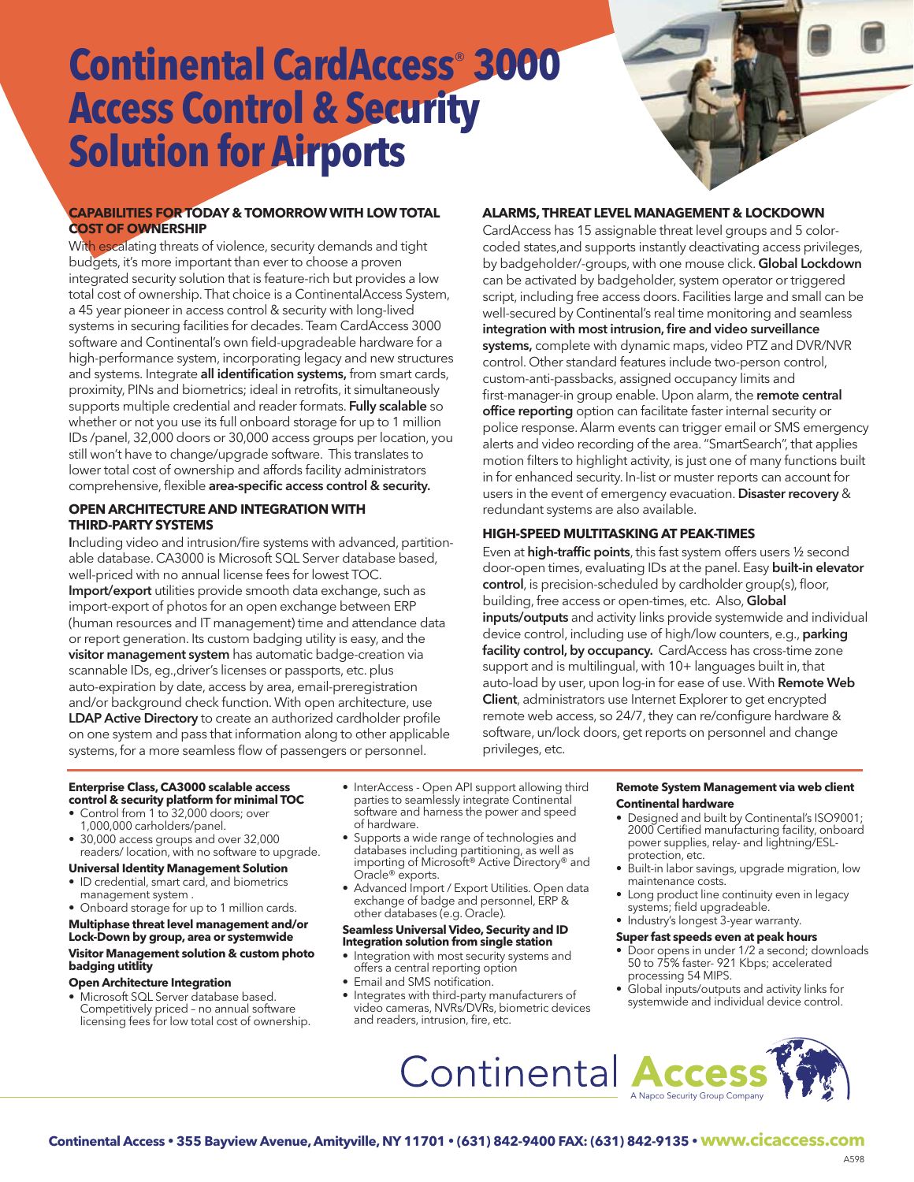# Continental CardAccess® 3000 Access Control & Security Solution for Airports

## CAPABILITIES FOR TODAY & TOMORROW WITH LOW TOTAL COST OF OWNERSHIP

With escalating threats of violence, security demands and tight budgets, it's more important than ever to choose a proven integrated security solution that is feature-rich but provides a low total cost of ownership. That choice is a ContinentalAccess System, a 45 year pioneer in access control & security with long-lived systems in securing facilities for decades. Team CardAccess 3000 software and Continental's own field-upgradeable hardware for a high-performance system, incorporating legacy and new structures and systems. Integrate **all identification systems,** from smart cards, proximity, PINs and biometrics; ideal in retrofits, it simultaneously supports multiple credential and reader formats. **Fully scalable** so whether or not you use its full onboard storage for up to 1 million IDs /panel, 32,000 doors or 30,000 access groups per location, you still won't have to change/upgrade software. This translates to lower total cost of ownership and affords facility administrators comprehensive, flexible **area-specific access control & security.**

## OPEN ARCHITECTURE AND INTEGRATION WITH THIRD-PARTY SYSTEMS

Including video and intrusion/fire systems with advanced, partitionable database. CA3000 is Microsoft SQL Server database based, well-priced with no annual license fees for lowest TOC. **Import/export** utilities provide smooth data exchange, such as import-export of photos for an open exchange between ERP (human resources and IT management) time and attendance data or report generation. Its custom badging utility is easy, and the **visitor management system** has automatic badge-creation via scannable IDs, eg.,driver's licenses or passports, etc. plus auto-expiration by date, access by area, email-preregistration and/or background check function. With open architecture, use **LDAP Active Directory** to create an authorized cardholder profile on one system and pass that information along to other applicable systems, for a more seamless flow of passengers or personnel.

## ALARMS, THREAT LEVEL MANAGEMENT & LOCKDOWN

CardAccess has 15 assignable threat level groups and 5 color-coded states,and supports instantly deactivating access privileges, by badgeholder/-groups, with one mouse click. **Global Lockdown** can be activated by badgeholder, system operator or triggered script, including free access doors. Facilities large and small can be well-secured by Continental's real time monitoring and seamless **integration with most intrusion, fire and video surveillance systems,** complete with dynamic maps, video PTZ and DVR/NVR control. Other standard features include two-person control, custom-anti-passbacks, assigned occupancy limits and first-manager-in group enable. Upon alarm, the **remote central office reporting** option can facilitate faster internal security or police response. Alarm events can trigger email or SMS emergency alerts and video recording of the area. "SmartSearch", that applies motion filters to highlight activity, is just one of many functions built in for enhanced security. In-list or muster reports can account for users in the event of emergency evacuation. **Disaster recovery** & redundant systems are also available.

## HIGH-SPEED MULTITASKING AT PEAK-TIMES

Even at **high-traffic points**, this fast system offers users ½ second door-open times, evaluating IDs at the panel. Easy **built-in elevator control**, is precision-scheduled by cardholder group(s), floor, building, free access or open-times, etc. Also, **Global inputs/outputs** and activity links provide systemwide and individual device control, including use of high/low counters, e.g., **parking facility control, by occupancy.** CardAccess has cross-time zone support and is multilingual, with 10+ languages built in, that auto-load by user, upon log-in for ease of use. With **Remote Web Client**, administrators use Internet Explorer to get encrypted remote web access, so 24/7, they can re/configure hardware & software, un/lock doors, get reports on personnel and change privileges, etc.

---

**Enterprise Class, CA3000 scalable access control & security platform for minimal TOC**
- Control from 1 to 32,000 doors; over 1,000,000 carholders/panel.
- 30,000 access groups and over 32,000 readers/ location, with no software to upgrade.

**Universal Identity Management Solution**
- ID credential, smart card, and biometrics management system .
- Onboard storage for up to 1 million cards.

**Multiphase threat level management and/or Lock-Down by group, area or systemwide**

**Visitor Management solution & custom photo badging utitlity**

**Open Architecture Integration**
- Microsoft SQL Server database based. Competitively priced – no annual software licensing fees for low total cost of ownership.
- InterAccess - Open API support allowing third parties to seamlessly integrate Continental software and harness the power and speed of hardware.
- Supports a wide range of technologies and databases including partitioning, as well as importing of Microsoft® Active Directory® and Oracle® exports.
- Advanced Import / Export Utilities. Open data exchange of badge and personnel, ERP & other databases (e.g. Oracle).

**Seamless Universal Video, Security and ID Integration solution from single station**
- Integration with most security systems and offers a central reporting option
- Email and SMS notification.
- Integrates with third-party manufacturers of video cameras, NVRs/DVRs, biometric devices and readers, intrusion, fire, etc.

**Remote System Management via web client**

**Continental hardware**
- Designed and built by Continental's ISO9001; 2000 Certified manufacturing facility, onboard power supplies, relay- and lightning/ESL-protection, etc.
- Built-in labor savings, upgrade migration, low maintenance costs.
- Long product line continuity even in legacy systems; field upgradeable.
- Industry's longest 3-year warranty.

**Super fast speeds even at peak hours**
- Door opens in under 1/2 a second; downloads 50 to 75% faster- 921 Kbps; accelerated processing 54 MIPS.
- Global inputs/outputs and activity links for systemwide and individual device control.

Continental Access
A Napco Security Group Company

**Continental Access • 355 Bayview Avenue, Amityville, NY 11701 • (631) 842-9400 FAX: (631) 842-9135 • www.cicaccess.com**

A598